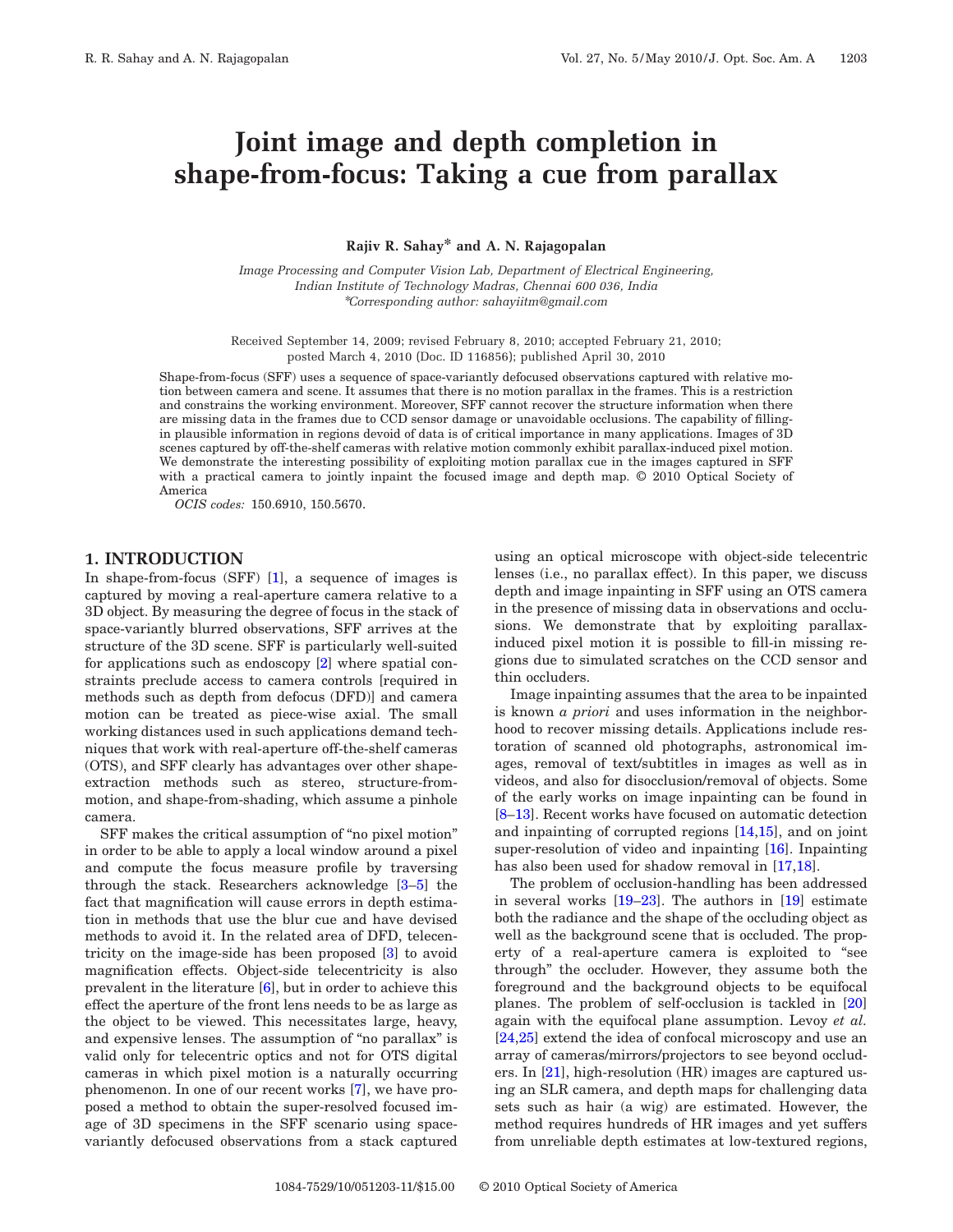# Joint image and depth completion in shape-from-focus: Taking a cue from parallax

**Rajiv R. Sahay* and A. N. Rajagopalan**

*Image Processing and Computer Vision Lab, Department of Electrical Engineering, Indian Institute of Technology Madras, Chennai 600 036, India*
*Corresponding author: sahayiitm@gmail.com

Received September 14, 2009; revised February 8, 2010; accepted February 21, 2010; posted March 4, 2010 (Doc. ID 116856); published April 30, 2010

Shape-from-focus (SFF) uses a sequence of space-variantly defocused observations captured with relative motion between camera and scene. It assumes that there is no motion parallax in the frames. This is a restriction and constrains the working environment. Moreover, SFF cannot recover the structure information when there are missing data in the frames due to CCD sensor damage or unavoidable occlusions. The capability of filling-in plausible information in regions devoid of data is of critical importance in many applications. Images of 3D scenes captured by off-the-shelf cameras with relative motion commonly exhibit parallax-induced pixel motion. We demonstrate the interesting possibility of exploiting motion parallax cue in the images captured in SFF with a practical camera to jointly inpaint the focused image and depth map. © 2010 Optical Society of America

*OCIS codes:* 150.6910, 150.5670.

## 1. INTRODUCTION

In shape-from-focus (SFF) [1], a sequence of images is captured by moving a real-aperture camera relative to a 3D object. By measuring the degree of focus in the stack of space-variantly blurred observations, SFF arrives at the structure of the 3D scene. SFF is particularly well-suited for applications such as endoscopy [2] where spatial constraints preclude access to camera controls [required in methods such as depth from defocus (DFD)] and camera motion can be treated as piece-wise axial. The small working distances used in such applications demand techniques that work with real-aperture off-the-shelf cameras (OTS), and SFF clearly has advantages over other shape-extraction methods such as stereo, structure-from-motion, and shape-from-shading, which assume a pinhole camera.

SFF makes the critical assumption of "no pixel motion" in order to be able to apply a local window around a pixel and compute the focus measure profile by traversing through the stack. Researchers acknowledge [3–5] the fact that magnification will cause errors in depth estimation in methods that use the blur cue and have devised methods to avoid it. In the related area of DFD, telecentricity on the image-side has been proposed [3] to avoid magnification effects. Object-side telecentricity is also prevalent in the literature [6], but in order to achieve this effect the aperture of the front lens needs to be as large as the object to be viewed. This necessitates large, heavy, and expensive lenses. The assumption of "no parallax" is valid only for telecentric optics and not for OTS digital cameras in which pixel motion is a naturally occurring phenomenon. In one of our recent works [7], we have proposed a method to obtain the super-resolved focused image of 3D specimens in the SFF scenario using space-variantly defocused observations from a stack captured using an optical microscope with object-side telecentric lenses (i.e., no parallax effect). In this paper, we discuss depth and image inpainting in SFF using an OTS camera in the presence of missing data in observations and occlusions. We demonstrate that by exploiting parallax-induced pixel motion it is possible to fill-in missing regions due to simulated scratches on the CCD sensor and thin occluders.

Image inpainting assumes that the area to be inpainted is known *a priori* and uses information in the neighborhood to recover missing details. Applications include restoration of scanned old photographs, astronomical images, removal of text/subtitles in images as well as in videos, and also for disocclusion/removal of objects. Some of the early works on image inpainting can be found in [8–13]. Recent works have focused on automatic detection and inpainting of corrupted regions [14,15], and on joint super-resolution of video and inpainting [16]. Inpainting has also been used for shadow removal in [17,18].

The problem of occlusion-handling has been addressed in several works [19–23]. The authors in [19] estimate both the radiance and the shape of the occluding object as well as the background scene that is occluded. The property of a real-aperture camera is exploited to "see through" the occluder. However, they assume both the foreground and the background objects to be equifocal planes. The problem of self-occlusion is tackled in [20] again with the equifocal plane assumption. Levoy *et al.* [24,25] extend the idea of confocal microscopy and use an array of cameras/mirrors/projectors to see beyond occluders. In [21], high-resolution (HR) images are captured using an SLR camera, and depth maps for challenging data sets such as hair (a wig) are estimated. However, the method requires hundreds of HR images and yet suffers from unreliable depth estimates at low-textured regions,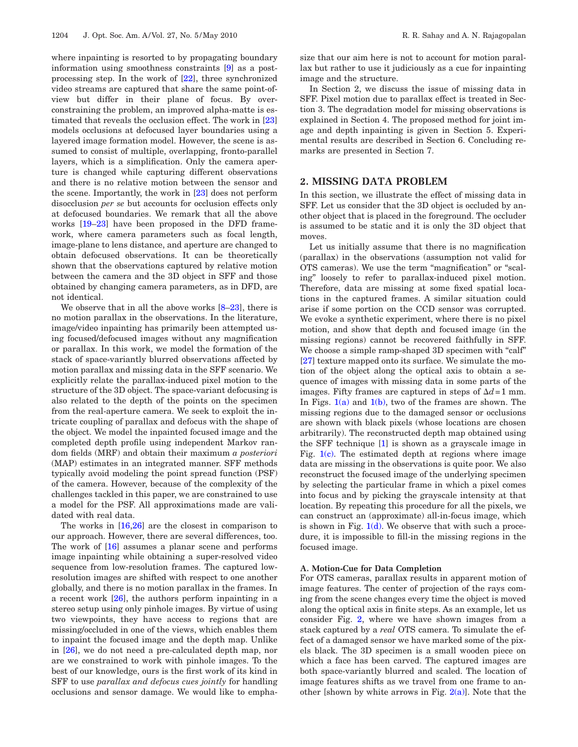where inpainting is resorted to by propagating boundary information using smoothness constraints [9] as a postprocessing step. In the work of [22], three synchronized video streams are captured that share the same point-of-view but differ in their plane of focus. By overconstraining the problem, an improved alpha-matte is estimated that reveals the occlusion effect. The work in [23] models occlusions at defocused layer boundaries using a layered image formation model. However, the scene is assumed to consist of multiple, overlapping, fronto-parallel layers, which is a simplification. Only the camera aperture is changed while capturing different observations and there is no relative motion between the sensor and the scene. Importantly, the work in [23] does not perform disocclusion *per se* but accounts for occlusion effects only at defocused boundaries. We remark that all the above works [19–23] have been proposed in the DFD framework, where camera parameters such as focal length, image-plane to lens distance, and aperture are changed to obtain defocused observations. It can be theoretically shown that the observations captured by relative motion between the camera and the 3D object in SFF and those obtained by changing camera parameters, as in DFD, are not identical.

We observe that in all the above works [8–23], there is no motion parallax in the observations. In the literature, image/video inpainting has primarily been attempted using focused/defocused images without any magnification or parallax. In this work, we model the formation of the stack of space-variantly blurred observations affected by motion parallax and missing data in the SFF scenario. We explicitly relate the parallax-induced pixel motion to the structure of the 3D object. The space-variant defocusing is also related to the depth of the points on the specimen from the real-aperture camera. We seek to exploit the intricate coupling of parallax and defocus with the shape of the object. We model the inpainted focused image and the completed depth profile using independent Markov random fields (MRF) and obtain their maximum *a posteriori* (MAP) estimates in an integrated manner. SFF methods typically avoid modeling the point spread function (PSF) of the camera. However, because of the complexity of the challenges tackled in this paper, we are constrained to use a model for the PSF. All approximations made are validated with real data.

The works in [16,26] are the closest in comparison to our approach. However, there are several differences, too. The work of [16] assumes a planar scene and performs image inpainting while obtaining a super-resolved video sequence from low-resolution frames. The captured low-resolution images are shifted with respect to one another globally, and there is no motion parallax in the frames. In a recent work [26], the authors perform inpainting in a stereo setup using only pinhole images. By virtue of using two viewpoints, they have access to regions that are missing/occluded in one of the views, which enables them to inpaint the focused image and the depth map. Unlike in [26], we do not need a pre-calculated depth map, nor are we constrained to work with pinhole images. To the best of our knowledge, ours is the first work of its kind in SFF to use *parallax and defocus cues jointly* for handling occlusions and sensor damage. We would like to emphasize that our aim here is not to account for motion parallax but rather to use it judiciously as a cue for inpainting image and the structure.

In Section 2, we discuss the issue of missing data in SFF. Pixel motion due to parallax effect is treated in Section 3. The degradation model for missing observations is explained in Section 4. The proposed method for joint image and depth inpainting is given in Section 5. Experimental results are described in Section 6. Concluding remarks are presented in Section 7.

## 2. MISSING DATA PROBLEM

In this section, we illustrate the effect of missing data in SFF. Let us consider that the 3D object is occluded by another object that is placed in the foreground. The occluder is assumed to be static and it is only the 3D object that moves.

Let us initially assume that there is no magnification (parallax) in the observations (assumption not valid for OTS cameras). We use the term "magnification" or "scaling" loosely to refer to parallax-induced pixel motion. Therefore, data are missing at some fixed spatial locations in the captured frames. A similar situation could arise if some portion on the CCD sensor was corrupted. We evoke a synthetic experiment, where there is no pixel motion, and show that depth and focused image (in the missing regions) cannot be recovered faithfully in SFF. We choose a simple ramp-shaped 3D specimen with "calf" [27] texture mapped onto its surface. We simulate the motion of the object along the optical axis to obtain a sequence of images with missing data in some parts of the images. Fifty frames are captured in steps of $\Delta d = 1$ mm. In Figs. 1(a) and 1(b), two of the frames are shown. The missing regions due to the damaged sensor or occlusions are shown with black pixels (whose locations are chosen arbitrarily). The reconstructed depth map obtained using the SFF technique [1] is shown as a grayscale image in Fig. 1(c). The estimated depth at regions where image data are missing in the observations is quite poor. We also reconstruct the focused image of the underlying specimen by selecting the particular frame in which a pixel comes into focus and by picking the grayscale intensity at that location. By repeating this procedure for all the pixels, we can construct an (approximate) all-in-focus image, which is shown in Fig. 1(d). We observe that with such a procedure, it is impossible to fill-in the missing regions in the focused image.

### A. Motion-Cue for Data Completion

For OTS cameras, parallax results in apparent motion of image features. The center of projection of the rays coming from the scene changes every time the object is moved along the optical axis in finite steps. As an example, let us consider Fig. 2, where we have shown images from a stack captured by a *real* OTS camera. To simulate the effect of a damaged sensor we have marked some of the pixels black. The 3D specimen is a small wooden piece on which a face has been carved. The captured images are both space-variantly blurred and scaled. The location of image features shifts as we travel from one frame to another [shown by white arrows in Fig. 2(a)]. Note that the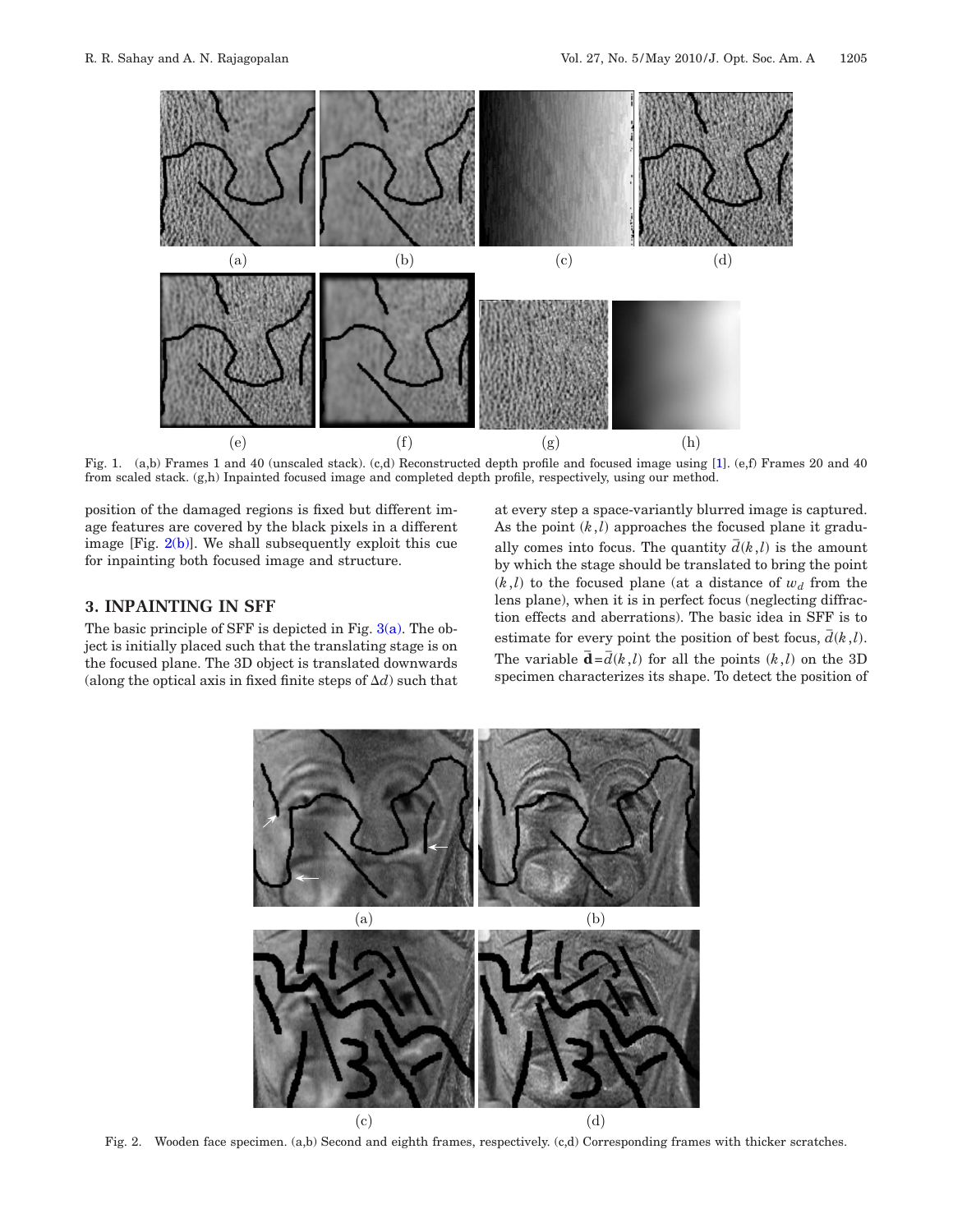(a) (b) (c) (d)

(e) (f) (g) (h)

Fig. 1. (a,b) Frames 1 and 40 (unscaled stack). (c,d) Reconstructed depth profile and focused image using [1]. (e,f) Frames 20 and 40 from scaled stack. (g,h) Inpainted focused image and completed depth profile, respectively, using our method.

position of the damaged regions is fixed but different image features are covered by the black pixels in a different image [Fig. 2(b)]. We shall subsequently exploit this cue for inpainting both focused image and structure.

## 3. INPAINTING IN SFF

The basic principle of SFF is depicted in Fig. 3(a). The object is initially placed such that the translating stage is on the focused plane. The 3D object is translated downwards (along the optical axis in fixed finite steps of $\Delta d$) such that at every step a space-variantly blurred image is captured. As the point $(k,l)$ approaches the focused plane it gradually comes into focus. The quantity $\bar{d}(k,l)$ is the amount by which the stage should be translated to bring the point $(k,l)$ to the focused plane (at a distance of $w_d$ from the lens plane), when it is in perfect focus (neglecting diffraction effects and aberrations). The basic idea in SFF is to estimate for every point the position of best focus, $\bar{d}(k,l)$. The variable $\bar{\mathbf{d}}=\bar{d}(k,l)$ for all the points $(k,l)$ on the 3D specimen characterizes its shape. To detect the position of

(a) (b)

(c) (d)

Fig. 2. Wooden face specimen. (a,b) Second and eighth frames, respectively. (c,d) Corresponding frames with thicker scratches.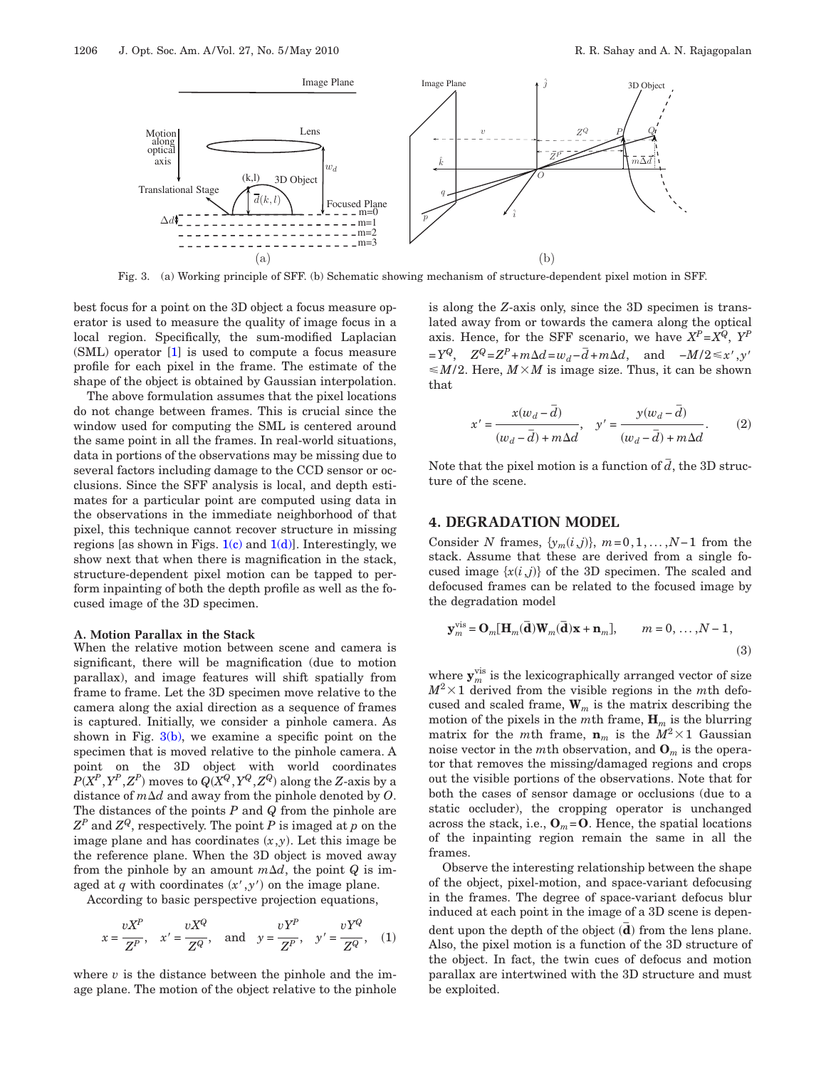Image Plane

Motion along optical axis

Lens

$w_d$

Translational Stage

(k,l)

3D Object

$\bar{d}(k,l)$

Focused Plane

$\Delta d$

m=0

m=1

m=2

m=3

(a)

Image Plane

$\hat{j}$

3D Object

$v$

$Z^Q$

$P$

$Q$

$\hat{k}$

$\bar{Z}^P$

$m\bar{\Delta d}$

$O$

$q$

$p$

$\hat{i}$

(b)

Fig. 3. (a) Working principle of SFF. (b) Schematic showing mechanism of structure-dependent pixel motion in SFF.

best focus for a point on the 3D object a focus measure operator is used to measure the quality of image focus in a local region. Specifically, the sum-modified Laplacian (SML) operator [1] is used to compute a focus measure profile for each pixel in the frame. The estimate of the shape of the object is obtained by Gaussian interpolation.

The above formulation assumes that the pixel locations do not change between frames. This is crucial since the window used for computing the SML is centered around the same point in all the frames. In real-world situations, data in portions of the observations may be missing due to several factors including damage to the CCD sensor or occlusions. Since the SFF analysis is local, and depth estimates for a particular point are computed using data in the observations in the immediate neighborhood of that pixel, this technique cannot recover structure in missing regions [as shown in Figs. 1(c) and 1(d)]. Interestingly, we show next that when there is magnification in the stack, structure-dependent pixel motion can be tapped to perform inpainting of both the depth profile as well as the focused image of the 3D specimen.

### A. Motion Parallax in the Stack

When the relative motion between scene and camera is significant, there will be magnification (due to motion parallax), and image features will shift spatially from frame to frame. Let the 3D specimen move relative to the camera along the axial direction as a sequence of frames is captured. Initially, we consider a pinhole camera. As shown in Fig. 3(b), we examine a specific point on the specimen that is moved relative to the pinhole camera. A point on the 3D object with world coordinates $P(X^P, Y^P, Z^P)$ moves to $Q(X^Q, Y^Q, Z^Q)$ along the $Z$-axis by a distance of $m\Delta d$ and away from the pinhole denoted by $O$. The distances of the points $P$ and $Q$ from the pinhole are $Z^P$ and $Z^Q$, respectively. The point $P$ is imaged at $p$ on the image plane and has coordinates $(x,y)$. Let this image be the reference plane. When the 3D object is moved away from the pinhole by an amount $m\Delta d$, the point $Q$ is imaged at $q$ with coordinates $(x', y')$ on the image plane.

According to basic perspective projection equations,

$$x = \frac{vX^P}{Z^P}, \quad x' = \frac{vX^Q}{Z^Q}, \quad \text{and} \quad y = \frac{vY^P}{Z^P}, \quad y' = \frac{vY^Q}{Z^Q}, \qquad (1)$$

where $v$ is the distance between the pinhole and the image plane. The motion of the object relative to the pinhole is along the $Z$-axis only, since the 3D specimen is translated away from or towards the camera along the optical axis. Hence, for the SFF scenario, we have $X^P = X^Q$, $Y^P = Y^Q$, $Z^Q = Z^P + m\Delta d = w_d - \bar{d} + m\Delta d$, and $-M/2 \leq x', y' \leq M/2$. Here, $M \times M$ is image size. Thus, it can be shown that

$$x' = \frac{x(w_d - \bar{d})}{(w_d - \bar{d}) + m\Delta d}, \quad y' = \frac{y(w_d - \bar{d})}{(w_d - \bar{d}) + m\Delta d}. \qquad (2)$$

Note that the pixel motion is a function of $\bar{d}$, the 3D structure of the scene.

## 4. DEGRADATION MODEL

Consider $N$ frames, $\{y_m(i,j)\}$, $m = 0, 1, \ldots, N-1$ from the stack. Assume that these are derived from a single focused image $\{x(i,j)\}$ of the 3D specimen. The scaled and defocused frames can be related to the focused image by the degradation model

$$\mathbf{y}_m^{\text{vis}} = \mathbf{O}_m[\mathbf{H}_m(\bar{\mathbf{d}})\mathbf{W}_m(\bar{\mathbf{d}})\mathbf{x} + \mathbf{n}_m], \qquad m = 0, \ldots, N-1, \qquad (3)$$

where $\mathbf{y}_m^{\text{vis}}$ is the lexicographically arranged vector of size $M^2 \times 1$ derived from the visible regions in the $m$th defocused and scaled frame, $\mathbf{W}_m$ is the matrix describing the motion of the pixels in the $m$th frame, $\mathbf{H}_m$ is the blurring matrix for the $m$th frame, $\mathbf{n}_m$ is the $M^2 \times 1$ Gaussian noise vector in the $m$th observation, and $\mathbf{O}_m$ is the operator that removes the missing/damaged regions and crops out the visible portions of the observations. Note that for both the cases of sensor damage or occlusions (due to a static occluder), the cropping operator is unchanged across the stack, i.e., $\mathbf{O}_m = \mathbf{O}$. Hence, the spatial locations of the inpainting region remain the same in all the frames.

Observe the interesting relationship between the shape of the object, pixel-motion, and space-variant defocusing in the frames. The degree of space-variant defocus blur induced at each point in the image of a 3D scene is dependent upon the depth of the object ($\bar{\mathbf{d}}$) from the lens plane. Also, the pixel motion is a function of the 3D structure of the object. In fact, the twin cues of defocus and motion parallax are intertwined with the 3D structure and must be exploited.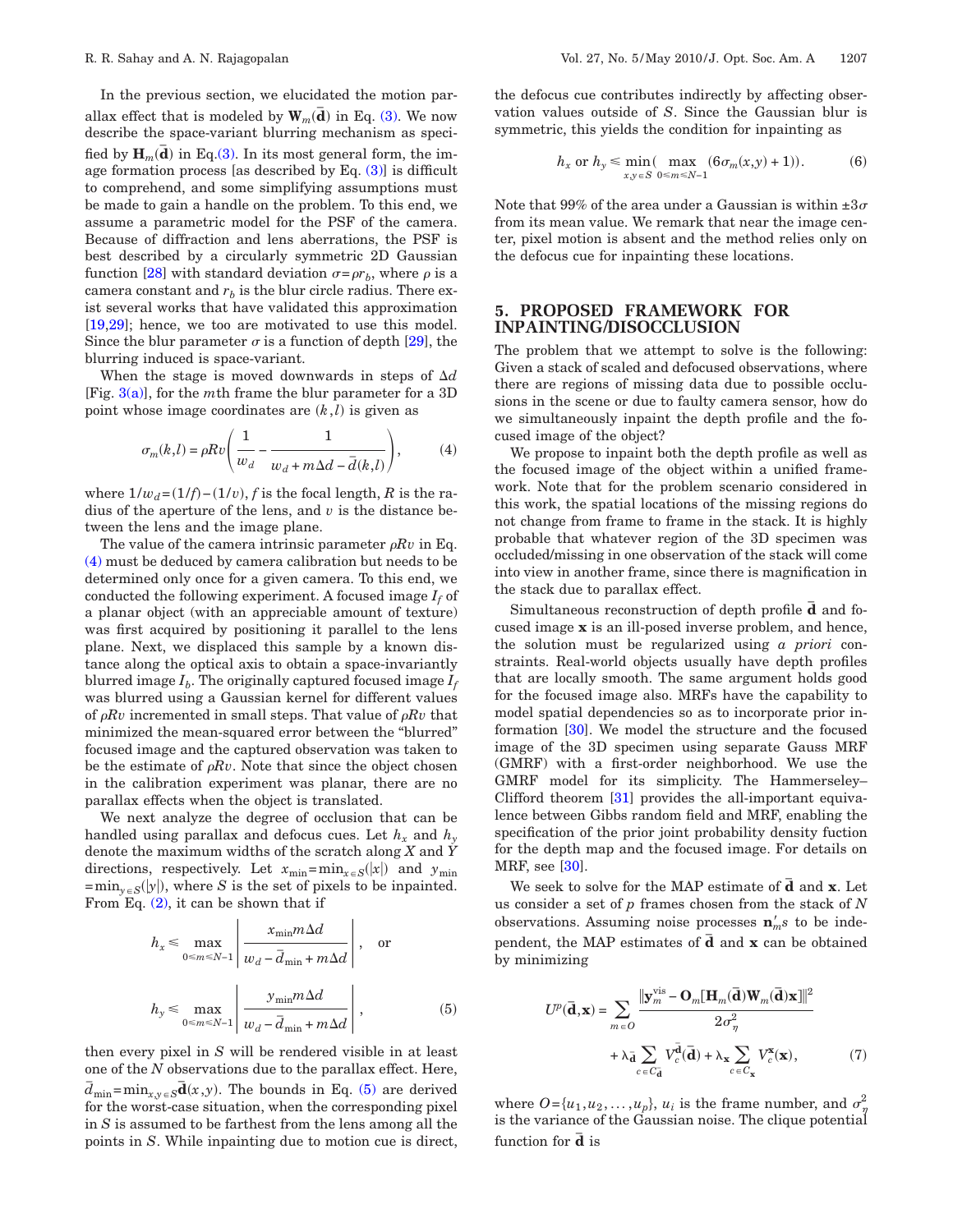In the previous section, we elucidated the motion parallax effect that is modeled by $\mathbf{W}_m(\bar{\mathbf{d}})$ in Eq. (3). We now describe the space-variant blurring mechanism as specified by $\mathbf{H}_m(\bar{\mathbf{d}})$ in Eq.(3). In its most general form, the image formation process [as described by Eq. (3)] is difficult to comprehend, and some simplifying assumptions must be made to gain a handle on the problem. To this end, we assume a parametric model for the PSF of the camera. Because of diffraction and lens aberrations, the PSF is best described by a circularly symmetric 2D Gaussian function [28] with standard deviation $\sigma = \rho r_b$, where $\rho$ is a camera constant and $r_b$ is the blur circle radius. There exist several works that have validated this approximation [19,29]; hence, we too are motivated to use this model. Since the blur parameter $\sigma$ is a function of depth [29], the blurring induced is space-variant.

When the stage is moved downwards in steps of $\Delta d$ [Fig. 3(a)], for the $m$th frame the blur parameter for a 3D point whose image coordinates are $(k,l)$ is given as

$$\sigma_m(k,l) = \rho R v \left( \frac{1}{w_d} - \frac{1}{w_d + m\Delta d - \bar{d}(k,l)} \right), \tag{4}$$

where $1/w_d = (1/f) - (1/v)$, $f$ is the focal length, $R$ is the radius of the aperture of the lens, and $v$ is the distance between the lens and the image plane.

The value of the camera intrinsic parameter $\rho R v$ in Eq. (4) must be deduced by camera calibration but needs to be determined only once for a given camera. To this end, we conducted the following experiment. A focused image $I_f$ of a planar object (with an appreciable amount of texture) was first acquired by positioning it parallel to the lens plane. Next, we displaced this sample by a known distance along the optical axis to obtain a space-invariantly blurred image $I_b$. The originally captured focused image $I_f$ was blurred using a Gaussian kernel for different values of $\rho R v$ incremented in small steps. That value of $\rho R v$ that minimized the mean-squared error between the "blurred" focused image and the captured observation was taken to be the estimate of $\rho R v$. Note that since the object chosen in the calibration experiment was planar, there are no parallax effects when the object is translated.

We next analyze the degree of occlusion that can be handled using parallax and defocus cues. Let $h_x$ and $h_y$ denote the maximum widths of the scratch along $X$ and $Y$ directions, respectively. Let $x_{\min} = \min_{x \in S}(|x|)$ and $y_{\min} = \min_{y \in S}(|y|)$, where $S$ is the set of pixels to be inpainted. From Eq. (2), it can be shown that if

$$h_x \leq \max_{0 \leq m \leq N-1} \left| \frac{x_{\min} m \Delta d}{w_d - \bar{d}_{\min} + m\Delta d} \right|, \quad \text{or}$$

$$h_y \leq \max_{0 \leq m \leq N-1} \left| \frac{y_{\min} m \Delta d}{w_d - \bar{d}_{\min} + m\Delta d} \right|, \tag{5}$$

then every pixel in $S$ will be rendered visible in at least one of the $N$ observations due to the parallax effect. Here, $\bar{d}_{\min} = \min_{x,y \in S} \bar{\mathbf{d}}(x,y)$. The bounds in Eq. (5) are derived for the worst-case situation, when the corresponding pixel in $S$ is assumed to be farthest from the lens among all the points in $S$. While inpainting due to motion cue is direct, the defocus cue contributes indirectly by affecting observation values outside of $S$. Since the Gaussian blur is symmetric, this yields the condition for inpainting as

$$h_x \text{ or } h_y \leq \min_{x,y \in S}\left( \max_{0 \leq m \leq N-1} (6\sigma_m(x,y) + 1) \right). \tag{6}$$

Note that 99% of the area under a Gaussian is within $\pm 3\sigma$ from its mean value. We remark that near the image center, pixel motion is absent and the method relies only on the defocus cue for inpainting these locations.

## 5. PROPOSED FRAMEWORK FOR INPAINTING/DISOCCLUSION

The problem that we attempt to solve is the following: Given a stack of scaled and defocused observations, where there are regions of missing data due to possible occlusions in the scene or due to faulty camera sensor, how do we simultaneously inpaint the depth profile and the focused image of the object?

We propose to inpaint both the depth profile as well as the focused image of the object within a unified framework. Note that for the problem scenario considered in this work, the spatial locations of the missing regions do not change from frame to frame in the stack. It is highly probable that whatever region of the 3D specimen was occluded/missing in one observation of the stack will come into view in another frame, since there is magnification in the stack due to parallax effect.

Simultaneous reconstruction of depth profile $\bar{\mathbf{d}}$ and focused image $\mathbf{x}$ is an ill-posed inverse problem, and hence, the solution must be regularized using *a priori* constraints. Real-world objects usually have depth profiles that are locally smooth. The same argument holds good for the focused image also. MRFs have the capability to model spatial dependencies so as to incorporate prior information [30]. We model the structure and the focused image of the 3D specimen using separate Gauss MRF (GMRF) with a first-order neighborhood. We use the GMRF model for its simplicity. The Hammerseley–Clifford theorem [31] provides the all-important equivalence between Gibbs random field and MRF, enabling the specification of the prior joint probability density fuction for the depth map and the focused image. For details on MRF, see [30].

We seek to solve for the MAP estimate of $\bar{\mathbf{d}}$ and $\mathbf{x}$. Let us consider a set of $p$ frames chosen from the stack of $N$ observations. Assuming noise processes $\mathbf{n}_m'$s to be independent, the MAP estimates of $\bar{\mathbf{d}}$ and $\mathbf{x}$ can be obtained by minimizing

$$U^p(\bar{\mathbf{d}},\mathbf{x}) = \sum_{m \in O} \frac{\|\mathbf{y}_m^{\text{vis}} - \mathbf{O}_m[\mathbf{H}_m(\bar{\mathbf{d}})\mathbf{W}_m(\bar{\mathbf{d}})\mathbf{x}]\|^2}{2\sigma_\eta^2} + \lambda_{\bar{\mathbf{d}}} \sum_{c \in C_{\bar{\mathbf{d}}}} V_c^{\bar{\mathbf{d}}}(\bar{\mathbf{d}}) + \lambda_{\mathbf{x}} \sum_{c \in C_{\mathbf{x}}} V_c^{\mathbf{x}}(\mathbf{x}), \tag{7}$$

where $O = \{u_1, u_2, \ldots, u_p\}$, $u_i$ is the frame number, and $\sigma_\eta^2$ is the variance of the Gaussian noise. The clique potential function for $\bar{\mathbf{d}}$ is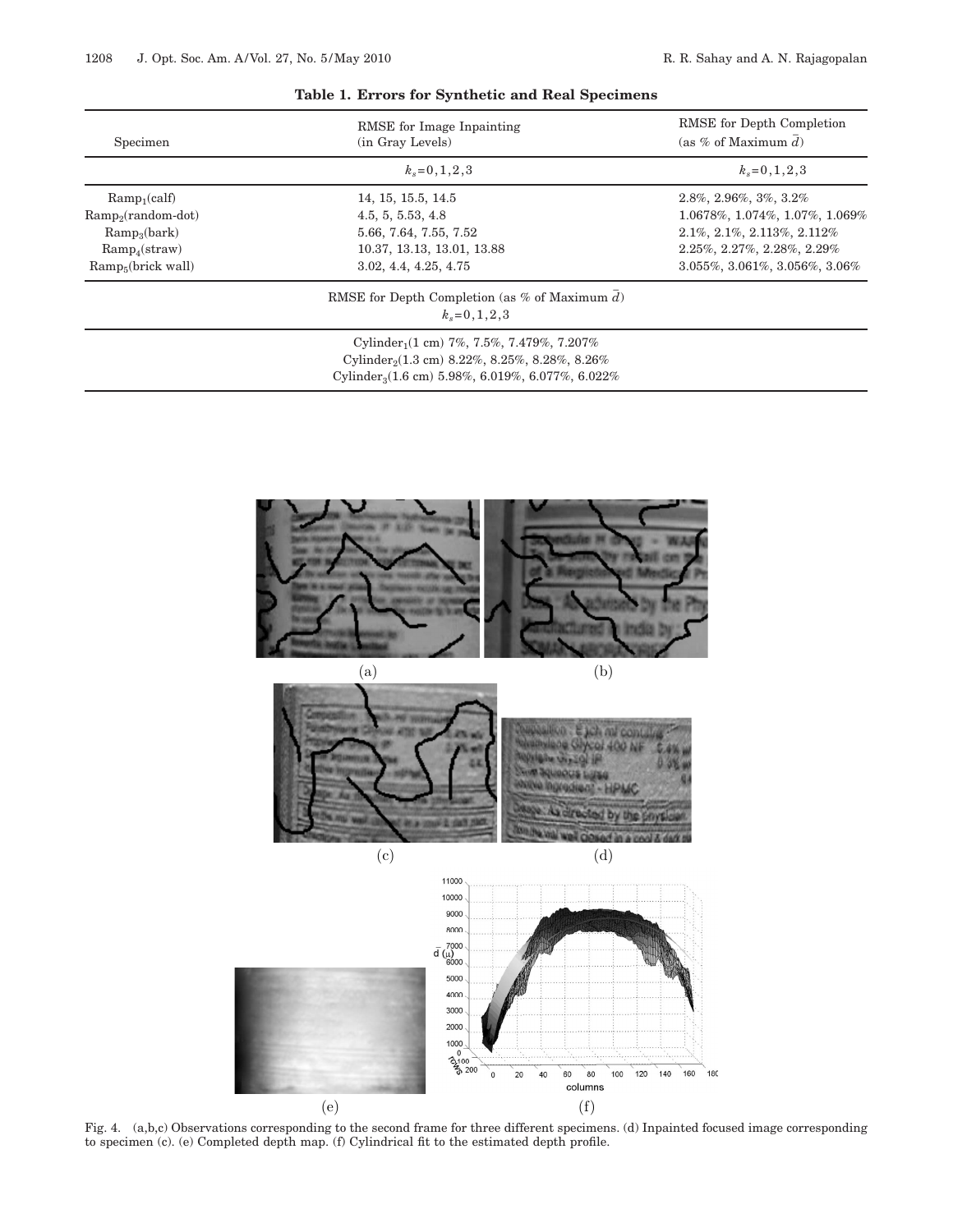**Table 1. Errors for Synthetic and Real Specimens**

| Specimen | RMSE for Image Inpainting (in Gray Levels) | RMSE for Depth Completion (as % of Maximum $\bar{d}$) |
|---|---|---|
| | $k_s = 0,1,2,3$ | $k_s = 0,1,2,3$ |
| $Ramp_1$(calf) | 14, 15, 15.5, 14.5 | 2.8%, 2.96%, 3%, 3.2% |
| $Ramp_2$(random-dot) | 4.5, 5, 5.53, 4.8 | 1.0678%, 1.074%, 1.07%, 1.069% |
| $Ramp_3$(bark) | 5.66, 7.64, 7.55, 7.52 | 2.1%, 2.1%, 2.113%, 2.112% |
| $Ramp_4$(straw) | 10.37, 13.13, 13.01, 13.88 | 2.25%, 2.27%, 2.28%, 2.29% |
| $Ramp_5$(brick wall) | 3.02, 4.4, 4.25, 4.75 | 3.055%, 3.061%, 3.056%, 3.06% |

| RMSE for Depth Completion (as % of Maximum $\bar{d}$) $k_s = 0,1,2,3$ |
|---|
| $Cylinder_1$(1 cm) 7%, 7.5%, 7.479%, 7.207% |
| $Cylinder_2$(1.3 cm) 8.22%, 8.25%, 8.28%, 8.26% |
| $Cylinder_3$(1.6 cm) 5.98%, 6.019%, 6.077%, 6.022% |

(a)
(b)
(c)
(d)

11000
10000
9000
8000
7000
$\bar{d}$ (μ)
6000
5000
4000
3000
2000
1000
0
rows
100
200
0 20 40 60 80 100 120 140 160 180
columns

(e)
(f)

Fig. 4. (a,b,c) Observations corresponding to the second frame for three different specimens. (d) Inpainted focused image corresponding to specimen (c). (e) Completed depth map. (f) Cylindrical fit to the estimated depth profile.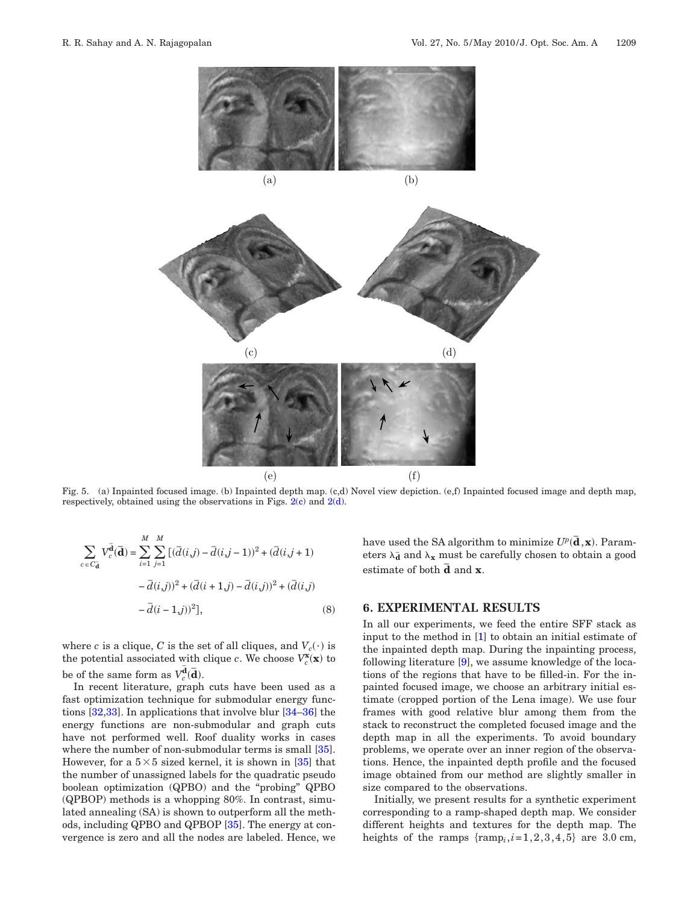(a)

(b)

(c)

(d)

(e)

(f)

Fig. 5. (a) Inpainted focused image. (b) Inpainted depth map. (c,d) Novel view depiction. (e,f) Inpainted focused image and depth map, respectively, obtained using the observations in Figs. 2(c) and 2(d).

$$\sum_{c \in C_{\bar{\mathbf{d}}}} V_c^{\bar{\mathbf{d}}}(\bar{\mathbf{d}}) = \sum_{i=1}^{M} \sum_{j=1}^{M} [(\bar{d}(i,j) - \bar{d}(i,j-1))^2 + (\bar{d}(i,j+1) - \bar{d}(i,j))^2 + (\bar{d}(i+1,j) - \bar{d}(i,j))^2 + (\bar{d}(i,j) - \bar{d}(i-1,j))^2], \tag{8}$$

where $c$ is a clique, $C$ is the set of all cliques, and $V_c(\cdot)$ is the potential associated with clique $c$. We choose $V_c^{\mathbf{x}}(\mathbf{x})$ to be of the same form as $V_c^{\bar{\mathbf{d}}}(\bar{\mathbf{d}})$.

In recent literature, graph cuts have been used as a fast optimization technique for submodular energy functions [32,33]. In applications that involve blur [34–36] the energy functions are non-submodular and graph cuts have not performed well. Roof duality works in cases where the number of non-submodular terms is small [35]. However, for a $5 \times 5$ sized kernel, it is shown in [35] that the number of unassigned labels for the quadratic pseudo boolean optimization (QPBO) and the "probing" QPBO (QPBOP) methods is a whopping 80%. In contrast, simulated annealing (SA) is shown to outperform all the methods, including QPBO and QPBOP [35]. The energy at convergence is zero and all the nodes are labeled. Hence, we have used the SA algorithm to minimize $U^p(\bar{\mathbf{d}}, \mathbf{x})$. Parameters $\lambda_{\bar{\mathbf{d}}}$ and $\lambda_{\mathbf{x}}$ must be carefully chosen to obtain a good estimate of both $\bar{\mathbf{d}}$ and $\mathbf{x}$.

## 6. EXPERIMENTAL RESULTS

In all our experiments, we feed the entire SFF stack as input to the method in [1] to obtain an initial estimate of the inpainted depth map. During the inpainting process, following literature [9], we assume knowledge of the locations of the regions that have to be filled-in. For the inpainted focused image, we choose an arbitrary initial estimate (cropped portion of the Lena image). We use four frames with good relative blur among them from the stack to reconstruct the completed focused image and the depth map in all the experiments. To avoid boundary problems, we operate over an inner region of the observations. Hence, the inpainted depth profile and the focused image obtained from our method are slightly smaller in size compared to the observations.

Initially, we present results for a synthetic experiment corresponding to a ramp-shaped depth map. We consider different heights and textures for the depth map. The heights of the ramps $\{\text{ramp}_i, i = 1,2,3,4,5\}$ are 3.0 cm,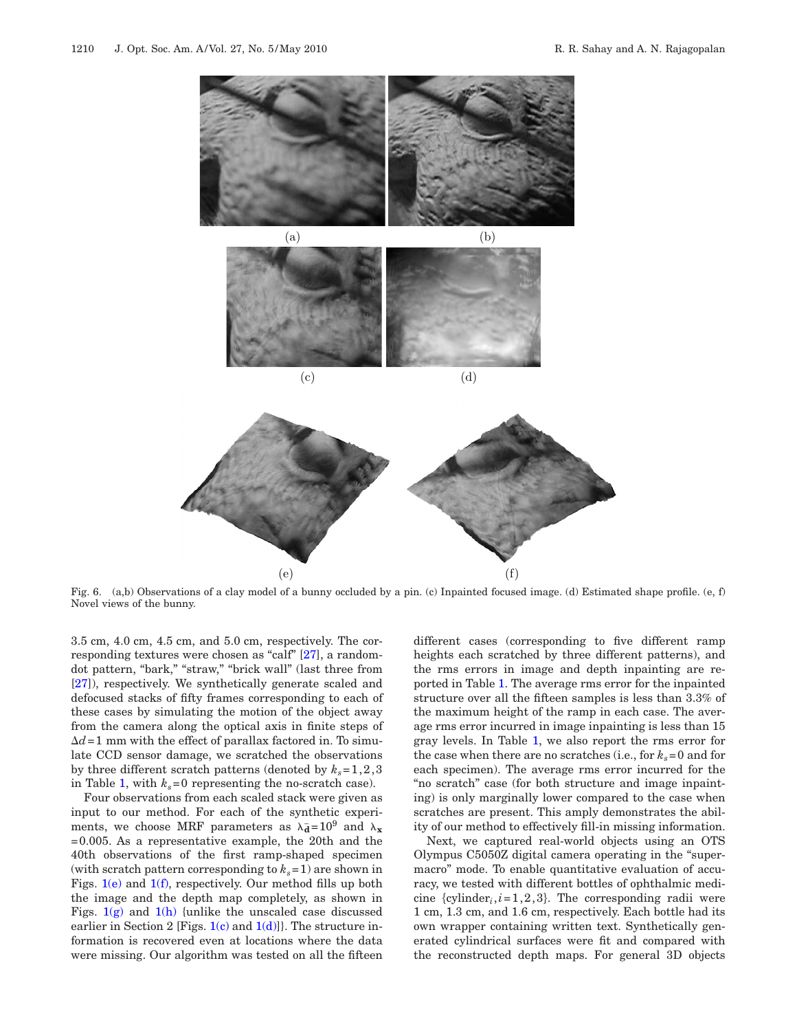Fig. 6. (a,b) Observations of a clay model of a bunny occluded by a pin. (c) Inpainted focused image. (d) Estimated shape profile. (e, f) Novel views of the bunny.

3.5 cm, 4.0 cm, 4.5 cm, and 5.0 cm, respectively. The corresponding textures were chosen as "calf" [27], a random-dot pattern, "bark," "straw," "brick wall" (last three from [27]), respectively. We synthetically generate scaled and defocused stacks of fifty frames corresponding to each of these cases by simulating the motion of the object away from the camera along the optical axis in finite steps of $\Delta d = 1$ mm with the effect of parallax factored in. To simulate CCD sensor damage, we scratched the observations by three different scratch patterns (denoted by $k_s = 1,2,3$ in Table 1, with $k_s = 0$ representing the no-scratch case).

Four observations from each scaled stack were given as input to our method. For each of the synthetic experiments, we choose MRF parameters as $\lambda_{\bar{\mathbf{d}}} = 10^9$ and $\lambda_{\mathbf{x}} = 0.005$. As a representative example, the 20th and the 40th observations of the first ramp-shaped specimen (with scratch pattern corresponding to $k_s = 1$) are shown in Figs. 1(e) and 1(f), respectively. Our method fills up both the image and the depth map completely, as shown in Figs. 1(g) and 1(h) {unlike the unscaled case discussed earlier in Section 2 [Figs. 1(c) and 1(d)]}. The structure information is recovered even at locations where the data were missing. Our algorithm was tested on all the fifteen different cases (corresponding to five different ramp heights each scratched by three different patterns), and the rms errors in image and depth inpainting are reported in Table 1. The average rms error for the inpainted structure over all the fifteen samples is less than 3.3% of the maximum height of the ramp in each case. The average rms error incurred in image inpainting is less than 15 gray levels. In Table 1, we also report the rms error for the case when there are no scratches (i.e., for $k_s = 0$ and for each specimen). The average rms error incurred for the "no scratch" case (for both structure and image inpainting) is only marginally lower compared to the case when scratches are present. This amply demonstrates the ability of our method to effectively fill-in missing information.

Next, we captured real-world objects using an OTS Olympus C5050Z digital camera operating in the "super-macro" mode. To enable quantitative evaluation of accuracy, we tested with different bottles of ophthalmic medicine $\{\text{cylinder}_i, i = 1,2,3\}$. The corresponding radii were 1 cm, 1.3 cm, and 1.6 cm, respectively. Each bottle had its own wrapper containing written text. Synthetically generated cylindrical surfaces were fit and compared with the reconstructed depth maps. For general 3D objects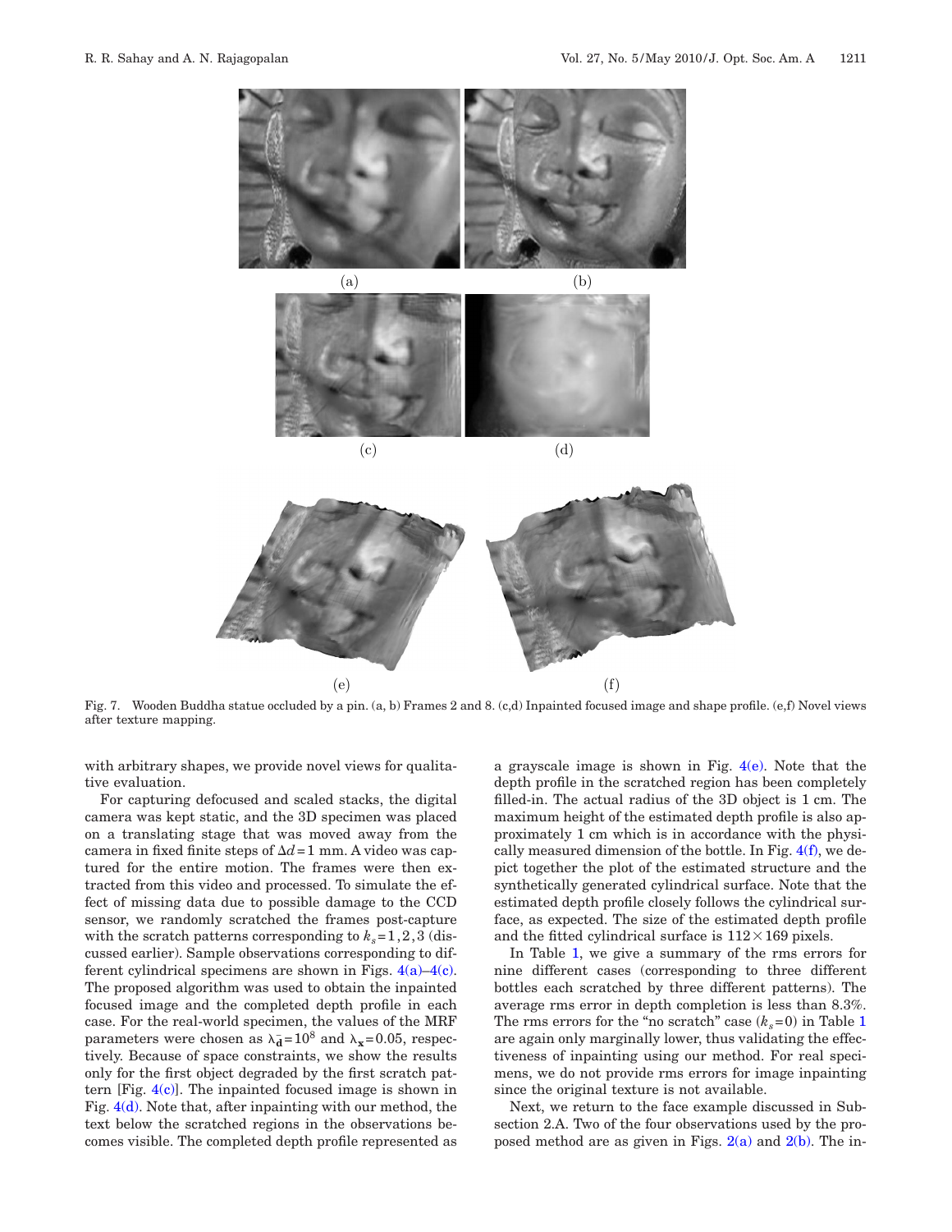(a)

(b)

(c)

(d)

(e)

(f)

Fig. 7. Wooden Buddha statue occluded by a pin. (a, b) Frames 2 and 8. (c,d) Inpainted focused image and shape profile. (e,f) Novel views after texture mapping.

with arbitrary shapes, we provide novel views for qualitative evaluation.

For capturing defocused and scaled stacks, the digital camera was kept static, and the 3D specimen was placed on a translating stage that was moved away from the camera in fixed finite steps of $\Delta d = 1$ mm. A video was captured for the entire motion. The frames were then extracted from this video and processed. To simulate the effect of missing data due to possible damage to the CCD sensor, we randomly scratched the frames post-capture with the scratch patterns corresponding to $k_s = 1, 2, 3$ (discussed earlier). Sample observations corresponding to different cylindrical specimens are shown in Figs. 4(a)–4(c). The proposed algorithm was used to obtain the inpainted focused image and the completed depth profile in each case. For the real-world specimen, the values of the MRF parameters were chosen as $\lambda_{\bar{\mathbf{d}}} = 10^8$ and $\lambda_{\mathbf{x}} = 0.05$, respectively. Because of space constraints, we show the results only for the first object degraded by the first scratch pattern [Fig. 4(c)]. The inpainted focused image is shown in Fig. 4(d). Note that, after inpainting with our method, the text below the scratched regions in the observations becomes visible. The completed depth profile represented as a grayscale image is shown in Fig. 4(e). Note that the depth profile in the scratched region has been completely filled-in. The actual radius of the 3D object is 1 cm. The maximum height of the estimated depth profile is also approximately 1 cm which is in accordance with the physically measured dimension of the bottle. In Fig. 4(f), we depict together the plot of the estimated structure and the synthetically generated cylindrical surface. Note that the estimated depth profile closely follows the cylindrical surface, as expected. The size of the estimated depth profile and the fitted cylindrical surface is $112 \times 169$ pixels.

In Table 1, we give a summary of the rms errors for nine different cases (corresponding to three different bottles each scratched by three different patterns). The average rms error in depth completion is less than 8.3%. The rms errors for the "no scratch" case ($k_s = 0$) in Table 1 are again only marginally lower, thus validating the effectiveness of inpainting using our method. For real specimens, we do not provide rms errors for image inpainting since the original texture is not available.

Next, we return to the face example discussed in Subsection 2.A. Two of the four observations used by the proposed method are as given in Figs. 2(a) and 2(b). The in-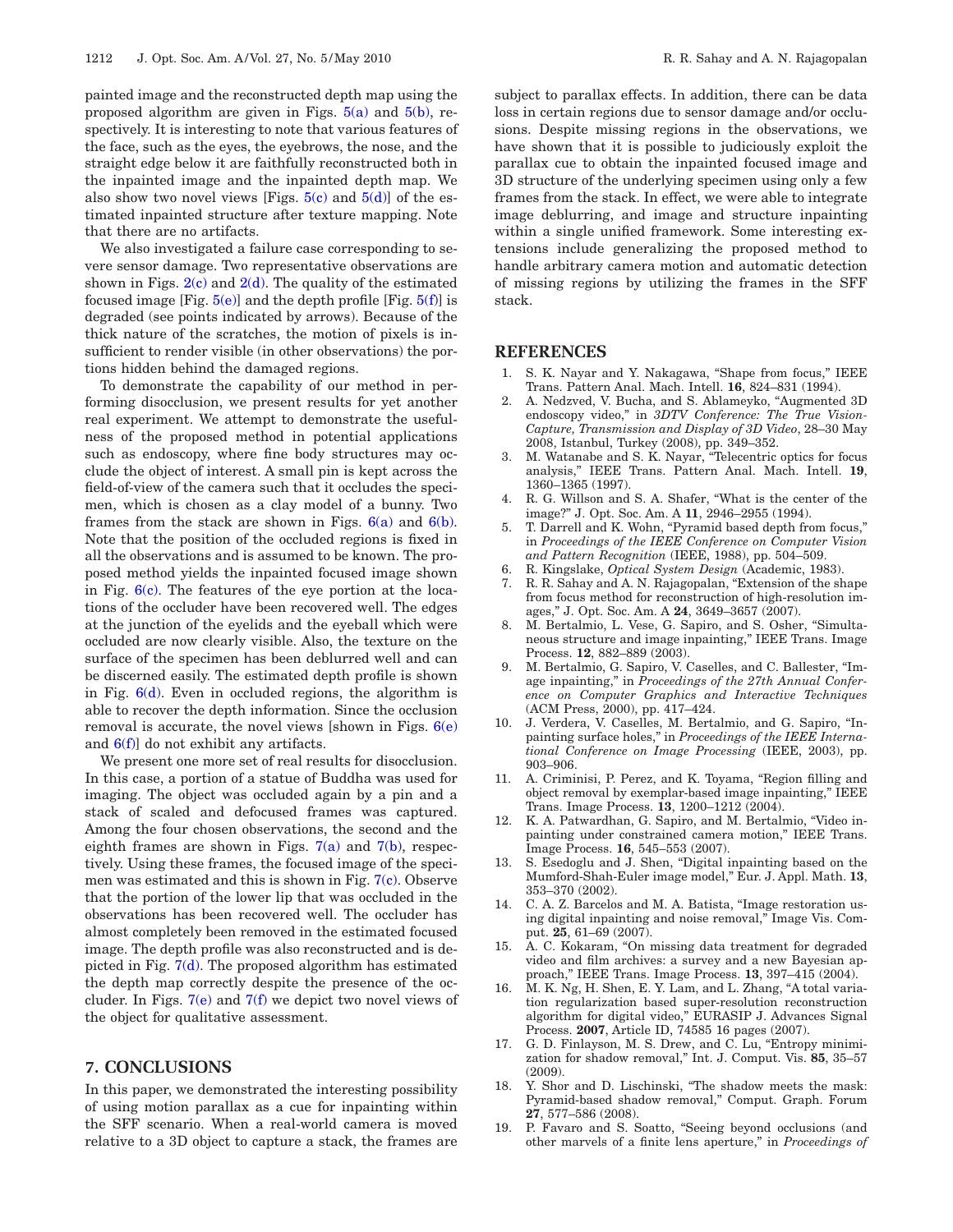painted image and the reconstructed depth map using the proposed algorithm are given in Figs. 5(a) and 5(b), respectively. It is interesting to note that various features of the face, such as the eyes, the eyebrows, the nose, and the straight edge below it are faithfully reconstructed both in the inpainted image and the inpainted depth map. We also show two novel views [Figs. 5(c) and 5(d)] of the estimated inpainted structure after texture mapping. Note that there are no artifacts.

We also investigated a failure case corresponding to severe sensor damage. Two representative observations are shown in Figs. 2(c) and 2(d). The quality of the estimated focused image [Fig. 5(e)] and the depth profile [Fig. 5(f)] is degraded (see points indicated by arrows). Because of the thick nature of the scratches, the motion of pixels is insufficient to render visible (in other observations) the portions hidden behind the damaged regions.

To demonstrate the capability of our method in performing disocclusion, we present results for yet another real experiment. We attempt to demonstrate the usefulness of the proposed method in potential applications such as endoscopy, where fine body structures may occlude the object of interest. A small pin is kept across the field-of-view of the camera such that it occludes the specimen, which is chosen as a clay model of a bunny. Two frames from the stack are shown in Figs. 6(a) and 6(b). Note that the position of the occluded regions is fixed in all the observations and is assumed to be known. The proposed method yields the inpainted focused image shown in Fig. 6(c). The features of the eye portion at the locations of the occluder have been recovered well. The edges at the junction of the eyelids and the eyeball which were occluded are now clearly visible. Also, the texture on the surface of the specimen has been deblurred well and can be discerned easily. The estimated depth profile is shown in Fig. 6(d). Even in occluded regions, the algorithm is able to recover the depth information. Since the occlusion removal is accurate, the novel views [shown in Figs. 6(e) and 6(f)] do not exhibit any artifacts.

We present one more set of real results for disocclusion. In this case, a portion of a statue of Buddha was used for imaging. The object was occluded again by a pin and a stack of scaled and defocused frames was captured. Among the four chosen observations, the second and the eighth frames are shown in Figs. 7(a) and 7(b), respectively. Using these frames, the focused image of the specimen was estimated and this is shown in Fig. 7(c). Observe that the portion of the lower lip that was occluded in the observations has been recovered well. The occluder has almost completely been removed in the estimated focused image. The depth profile was also reconstructed and is depicted in Fig. 7(d). The proposed algorithm has estimated the depth map correctly despite the presence of the occluder. In Figs. 7(e) and 7(f) we depict two novel views of the object for qualitative assessment.

## 7. CONCLUSIONS

In this paper, we demonstrated the interesting possibility of using motion parallax as a cue for inpainting within the SFF scenario. When a real-world camera is moved relative to a 3D object to capture a stack, the frames are subject to parallax effects. In addition, there can be data loss in certain regions due to sensor damage and/or occlusions. Despite missing regions in the observations, we have shown that it is possible to judiciously exploit the parallax cue to obtain the inpainted focused image and 3D structure of the underlying specimen using only a few frames from the stack. In effect, we were able to integrate image deblurring, and image and structure inpainting within a single unified framework. Some interesting extensions include generalizing the proposed method to handle arbitrary camera motion and automatic detection of missing regions by utilizing the frames in the SFF stack.

## REFERENCES

1. S. K. Nayar and Y. Nakagawa, "Shape from focus," IEEE Trans. Pattern Anal. Mach. Intell. **16**, 824–831 (1994).
2. A. Nedzved, V. Bucha, and S. Ablameyko, "Augmented 3D endoscopy video," in *3DTV Conference: The True Vision-Capture, Transmission and Display of 3D Video*, 28–30 May 2008, Istanbul, Turkey (2008), pp. 349–352.
3. M. Watanabe and S. K. Nayar, "Telecentric optics for focus analysis," IEEE Trans. Pattern Anal. Mach. Intell. **19**, 1360–1365 (1997).
4. R. G. Willson and S. A. Shafer, "What is the center of the image?" J. Opt. Soc. Am. A **11**, 2946–2955 (1994).
5. T. Darrell and K. Wohn, "Pyramid based depth from focus," in *Proceedings of the IEEE Conference on Computer Vision and Pattern Recognition* (IEEE, 1988), pp. 504–509.
6. R. Kingslake, *Optical System Design* (Academic, 1983).
7. R. R. Sahay and A. N. Rajagopalan, "Extension of the shape from focus method for reconstruction of high-resolution images," J. Opt. Soc. Am. A **24**, 3649–3657 (2007).
8. M. Bertalmio, L. Vese, G. Sapiro, and S. Osher, "Simultaneous structure and image inpainting," IEEE Trans. Image Process. **12**, 882–889 (2003).
9. M. Bertalmio, G. Sapiro, V. Caselles, and C. Ballester, "Image inpainting," in *Proceedings of the 27th Annual Conference on Computer Graphics and Interactive Techniques* (ACM Press, 2000), pp. 417–424.
10. J. Verdera, V. Caselles, M. Bertalmio, and G. Sapiro, "Inpainting surface holes," in *Proceedings of the IEEE International Conference on Image Processing* (IEEE, 2003), pp. 903–906.
11. A. Criminisi, P. Perez, and K. Toyama, "Region filling and object removal by exemplar-based image inpainting," IEEE Trans. Image Process. **13**, 1200–1212 (2004).
12. K. A. Patwardhan, G. Sapiro, and M. Bertalmio, "Video inpainting under constrained camera motion," IEEE Trans. Image Process. **16**, 545–553 (2007).
13. S. Esedoglu and J. Shen, "Digital inpainting based on the Mumford-Shah-Euler image model," Eur. J. Appl. Math. **13**, 353–370 (2002).
14. C. A. Z. Barcelos and M. A. Batista, "Image restoration using digital inpainting and noise removal," Image Vis. Comput. **25**, 61–69 (2007).
15. A. C. Kokaram, "On missing data treatment for degraded video and film archives: a survey and a new Bayesian approach," IEEE Trans. Image Process. **13**, 397–415 (2004).
16. M. K. Ng, H. Shen, E. Y. Lam, and L. Zhang, "A total variation regularization based super-resolution reconstruction algorithm for digital video," EURASIP J. Advances Signal Process. **2007**, Article ID, 74585 16 pages (2007).
17. G. D. Finlayson, M. S. Drew, and C. Lu, "Entropy minimization for shadow removal," Int. J. Comput. Vis. **85**, 35–57 (2009).
18. Y. Shor and D. Lischinski, "The shadow meets the mask: Pyramid-based shadow removal," Comput. Graph. Forum **27**, 577–586 (2008).
19. P. Favaro and S. Soatto, "Seeing beyond occlusions (and other marvels of a finite lens aperture," in *Proceedings of*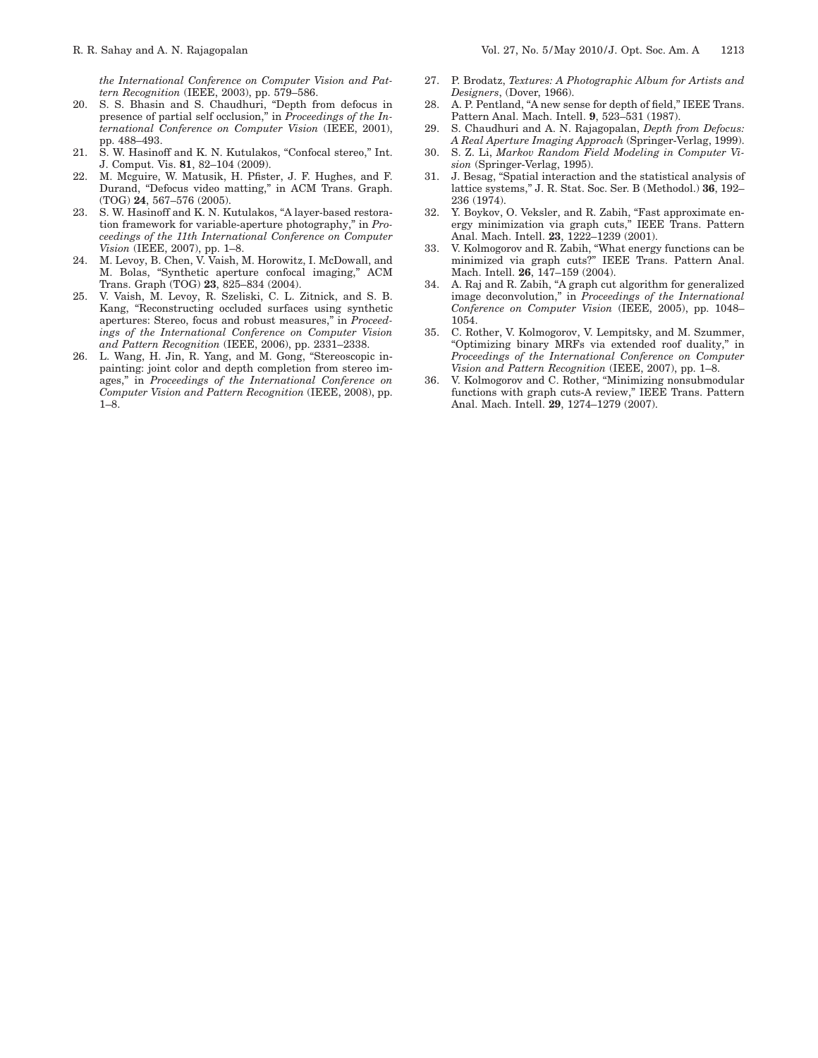*the International Conference on Computer Vision and Pattern Recognition* (IEEE, 2003), pp. 579–586.

20. S. S. Bhasin and S. Chaudhuri, "Depth from defocus in presence of partial self occlusion," in *Proceedings of the International Conference on Computer Vision* (IEEE, 2001), pp. 488–493.
21. S. W. Hasinoff and K. N. Kutulakos, "Confocal stereo," Int. J. Comput. Vis. **81**, 82–104 (2009).
22. M. Mcguire, W. Matusik, H. Pfister, J. F. Hughes, and F. Durand, "Defocus video matting," in ACM Trans. Graph. (TOG) **24**, 567–576 (2005).
23. S. W. Hasinoff and K. N. Kutulakos, "A layer-based restoration framework for variable-aperture photography," in *Proceedings of the 11th International Conference on Computer Vision* (IEEE, 2007), pp. 1–8.
24. M. Levoy, B. Chen, V. Vaish, M. Horowitz, I. McDowall, and M. Bolas, "Synthetic aperture confocal imaging," ACM Trans. Graph (TOG) **23**, 825–834 (2004).
25. V. Vaish, M. Levoy, R. Szeliski, C. L. Zitnick, and S. B. Kang, "Reconstructing occluded surfaces using synthetic apertures: Stereo, focus and robust measures," in *Proceedings of the International Conference on Computer Vision and Pattern Recognition* (IEEE, 2006), pp. 2331–2338.
26. L. Wang, H. Jin, R. Yang, and M. Gong, "Stereoscopic inpainting: joint color and depth completion from stereo images," in *Proceedings of the International Conference on Computer Vision and Pattern Recognition* (IEEE, 2008), pp. 1–8.
27. P. Brodatz, *Textures: A Photographic Album for Artists and Designers*, (Dover, 1966).
28. A. P. Pentland, "A new sense for depth of field," IEEE Trans. Pattern Anal. Mach. Intell. **9**, 523–531 (1987).
29. S. Chaudhuri and A. N. Rajagopalan, *Depth from Defocus: A Real Aperture Imaging Approach* (Springer-Verlag, 1999).
30. S. Z. Li, *Markov Random Field Modeling in Computer Vision* (Springer-Verlag, 1995).
31. J. Besag, "Spatial interaction and the statistical analysis of lattice systems," J. R. Stat. Soc. Ser. B (Methodol.) **36**, 192–236 (1974).
32. Y. Boykov, O. Veksler, and R. Zabih, "Fast approximate energy minimization via graph cuts," IEEE Trans. Pattern Anal. Mach. Intell. **23**, 1222–1239 (2001).
33. V. Kolmogorov and R. Zabih, "What energy functions can be minimized via graph cuts?" IEEE Trans. Pattern Anal. Mach. Intell. **26**, 147–159 (2004).
34. A. Raj and R. Zabih, "A graph cut algorithm for generalized image deconvolution," in *Proceedings of the International Conference on Computer Vision* (IEEE, 2005), pp. 1048–1054.
35. C. Rother, V. Kolmogorov, V. Lempitsky, and M. Szummer, "Optimizing binary MRFs via extended roof duality," in *Proceedings of the International Conference on Computer Vision and Pattern Recognition* (IEEE, 2007), pp. 1–8.
36. V. Kolmogorov and C. Rother, "Minimizing nonsubmodular functions with graph cuts-A review," IEEE Trans. Pattern Anal. Mach. Intell. **29**, 1274–1279 (2007).